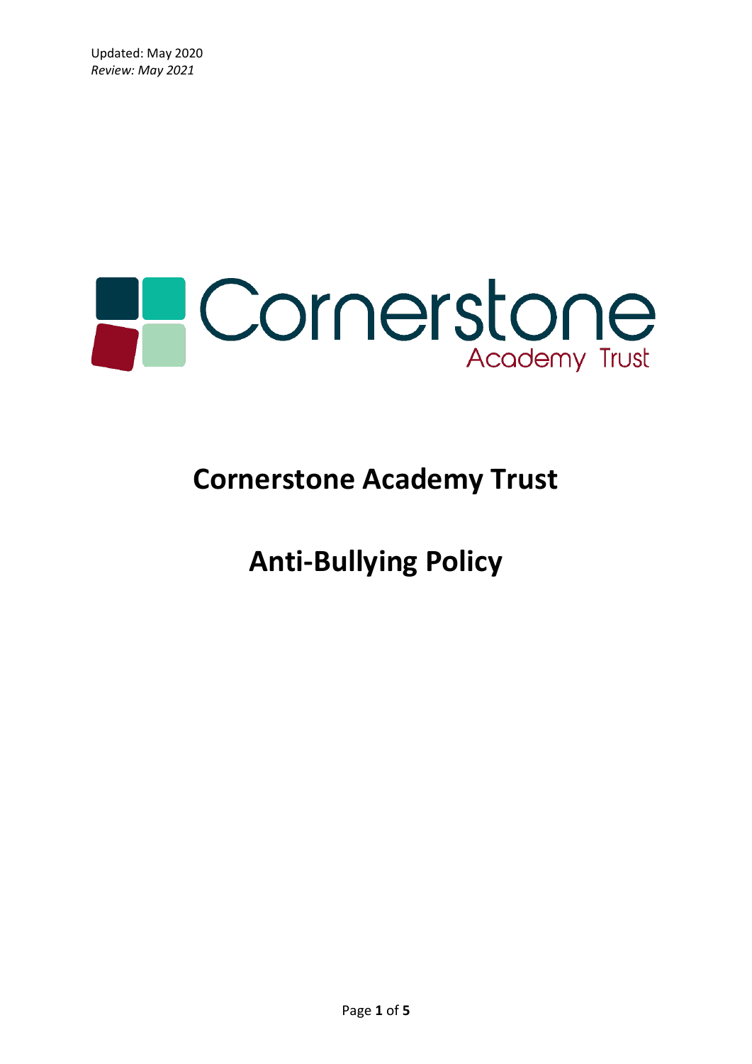Updated: May 2020
*Review: May 2021*

# Cornerstone Academy Trust

# Anti-Bullying Policy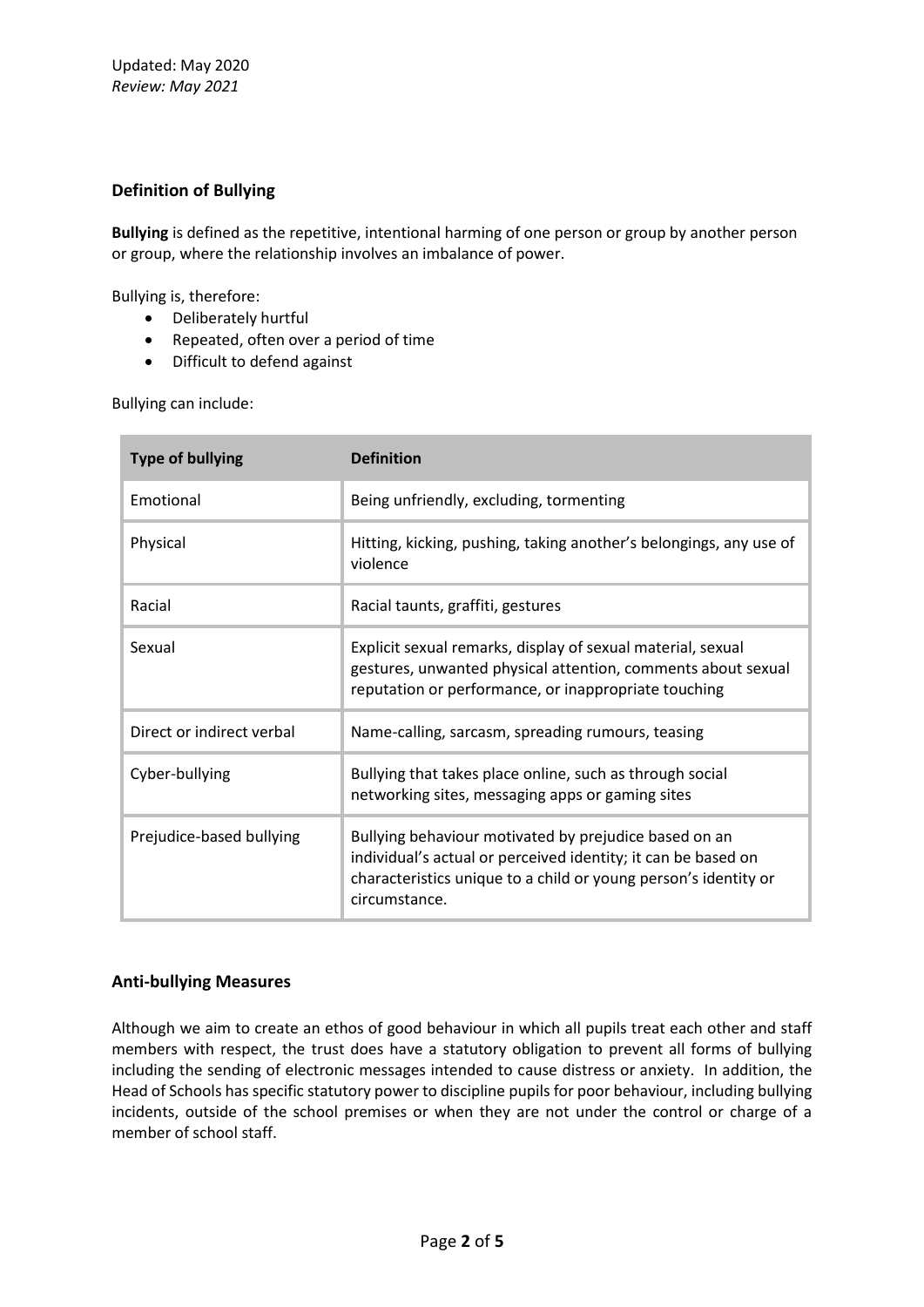Updated: May 2020
*Review: May 2021*

## Definition of Bullying

**Bullying** is defined as the repetitive, intentional harming of one person or group by another person or group, where the relationship involves an imbalance of power.

Bullying is, therefore:

- Deliberately hurtful
- Repeated, often over a period of time
- Difficult to defend against

Bullying can include:

| Type of bullying | Definition |
|---|---|
| Emotional | Being unfriendly, excluding, tormenting |
| Physical | Hitting, kicking, pushing, taking another's belongings, any use of violence |
| Racial | Racial taunts, graffiti, gestures |
| Sexual | Explicit sexual remarks, display of sexual material, sexual gestures, unwanted physical attention, comments about sexual reputation or performance, or inappropriate touching |
| Direct or indirect verbal | Name-calling, sarcasm, spreading rumours, teasing |
| Cyber-bullying | Bullying that takes place online, such as through social networking sites, messaging apps or gaming sites |
| Prejudice-based bullying | Bullying behaviour motivated by prejudice based on an individual's actual or perceived identity; it can be based on characteristics unique to a child or young person's identity or circumstance. |

## Anti-bullying Measures

Although we aim to create an ethos of good behaviour in which all pupils treat each other and staff members with respect, the trust does have a statutory obligation to prevent all forms of bullying including the sending of electronic messages intended to cause distress or anxiety. In addition, the Head of Schools has specific statutory power to discipline pupils for poor behaviour, including bullying incidents, outside of the school premises or when they are not under the control or charge of a member of school staff.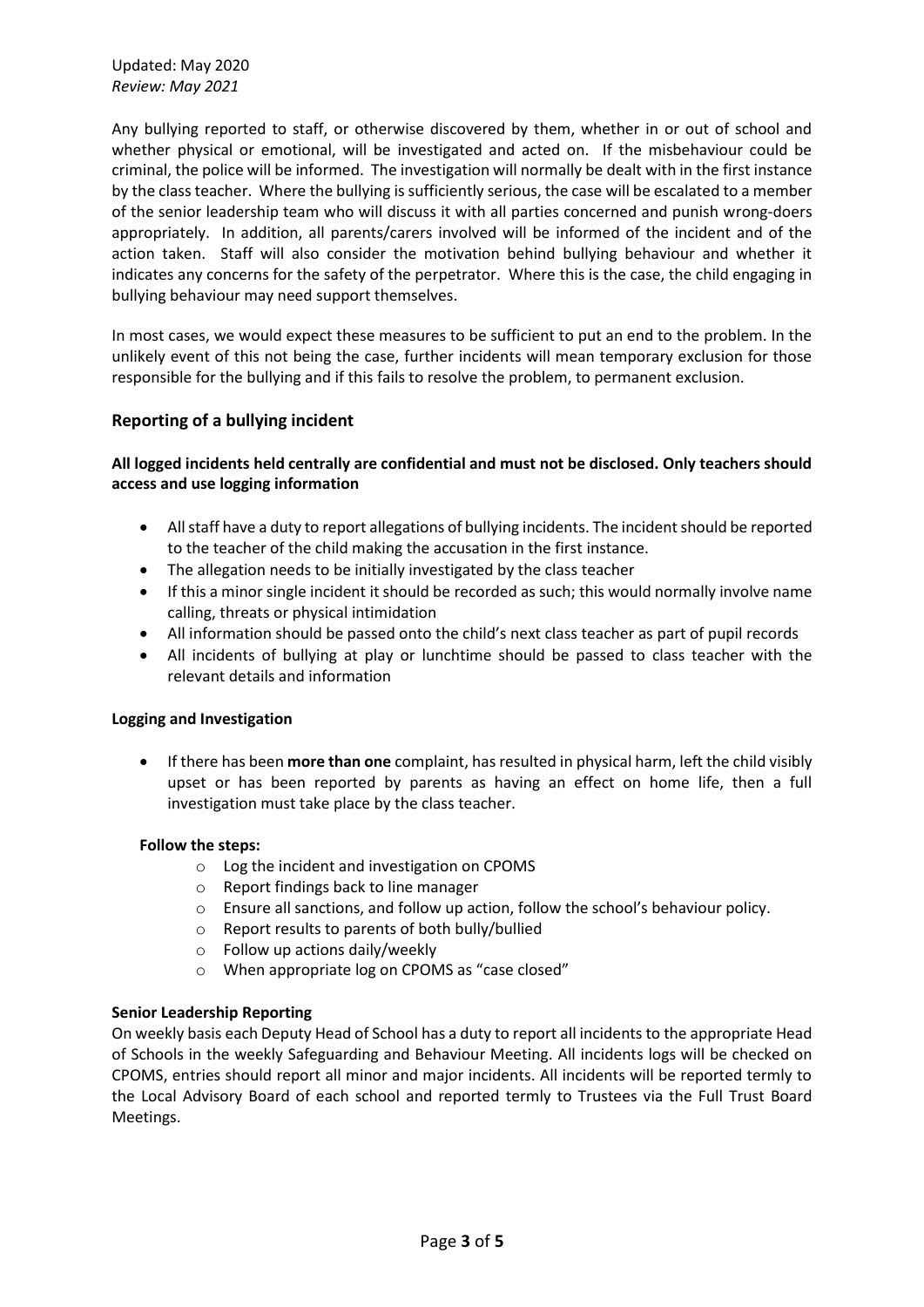Any bullying reported to staff, or otherwise discovered by them, whether in or out of school and whether physical or emotional, will be investigated and acted on. If the misbehaviour could be criminal, the police will be informed. The investigation will normally be dealt with in the first instance by the class teacher. Where the bullying is sufficiently serious, the case will be escalated to a member of the senior leadership team who will discuss it with all parties concerned and punish wrong-doers appropriately. In addition, all parents/carers involved will be informed of the incident and of the action taken. Staff will also consider the motivation behind bullying behaviour and whether it indicates any concerns for the safety of the perpetrator. Where this is the case, the child engaging in bullying behaviour may need support themselves.

In most cases, we would expect these measures to be sufficient to put an end to the problem. In the unlikely event of this not being the case, further incidents will mean temporary exclusion for those responsible for the bullying and if this fails to resolve the problem, to permanent exclusion.

## Reporting of a bullying incident

**All logged incidents held centrally are confidential and must not be disclosed. Only teachers should access and use logging information**

- All staff have a duty to report allegations of bullying incidents. The incident should be reported to the teacher of the child making the accusation in the first instance.
- The allegation needs to be initially investigated by the class teacher
- If this a minor single incident it should be recorded as such; this would normally involve name calling, threats or physical intimidation
- All information should be passed onto the child's next class teacher as part of pupil records
- All incidents of bullying at play or lunchtime should be passed to class teacher with the relevant details and information

**Logging and Investigation**

- If there has been **more than one** complaint, has resulted in physical harm, left the child visibly upset or has been reported by parents as having an effect on home life, then a full investigation must take place by the class teacher.

**Follow the steps:**

- Log the incident and investigation on CPOMS
- Report findings back to line manager
- Ensure all sanctions, and follow up action, follow the school's behaviour policy.
- Report results to parents of both bully/bullied
- Follow up actions daily/weekly
- When appropriate log on CPOMS as "case closed"

**Senior Leadership Reporting**

On weekly basis each Deputy Head of School has a duty to report all incidents to the appropriate Head of Schools in the weekly Safeguarding and Behaviour Meeting. All incidents logs will be checked on CPOMS, entries should report all minor and major incidents. All incidents will be reported termly to the Local Advisory Board of each school and reported termly to Trustees via the Full Trust Board Meetings.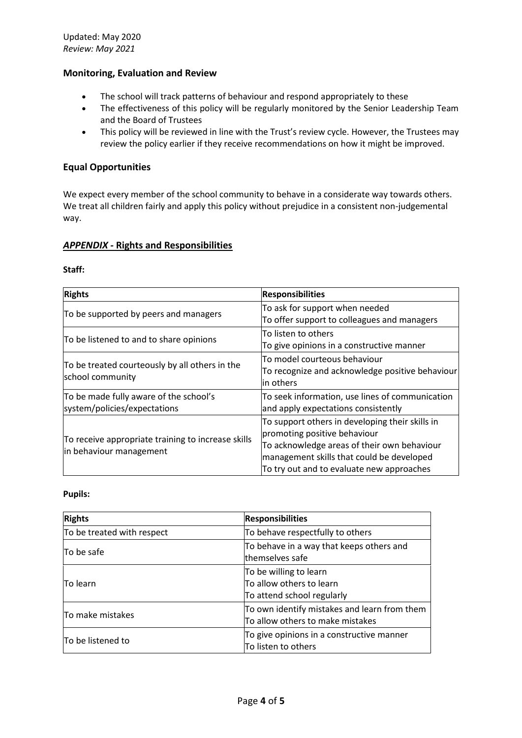Updated: May 2020
*Review: May 2021*

## Monitoring, Evaluation and Review

- The school will track patterns of behaviour and respond appropriately to these
- The effectiveness of this policy will be regularly monitored by the Senior Leadership Team and the Board of Trustees
- This policy will be reviewed in line with the Trust's review cycle. However, the Trustees may review the policy earlier if they receive recommendations on how it might be improved.

## Equal Opportunities

We expect every member of the school community to behave in a considerate way towards others. We treat all children fairly and apply this policy without prejudice in a consistent non-judgemental way.

## ***APPENDIX*** **- Rights and Responsibilities**

**Staff:**

| **Rights** | **Responsibilities** |
|---|---|
| To be supported by peers and managers | To ask for support when needed<br>To offer support to colleagues and managers |
| To be listened to and to share opinions | To listen to others<br>To give opinions in a constructive manner |
| To be treated courteously by all others in the school community | To model courteous behaviour<br>To recognize and acknowledge positive behaviour in others |
| To be made fully aware of the school's system/policies/expectations | To seek information, use lines of communication and apply expectations consistently |
| To receive appropriate training to increase skills in behaviour management | To support others in developing their skills in promoting positive behaviour<br>To acknowledge areas of their own behaviour management skills that could be developed<br>To try out and to evaluate new approaches |

**Pupils:**

| **Rights** | **Responsibilities** |
|---|---|
| To be treated with respect | To behave respectfully to others |
| To be safe | To behave in a way that keeps others and themselves safe |
| To learn | To be willing to learn<br>To allow others to learn<br>To attend school regularly |
| To make mistakes | To own identify mistakes and learn from them<br>To allow others to make mistakes |
| To be listened to | To give opinions in a constructive manner<br>To listen to others |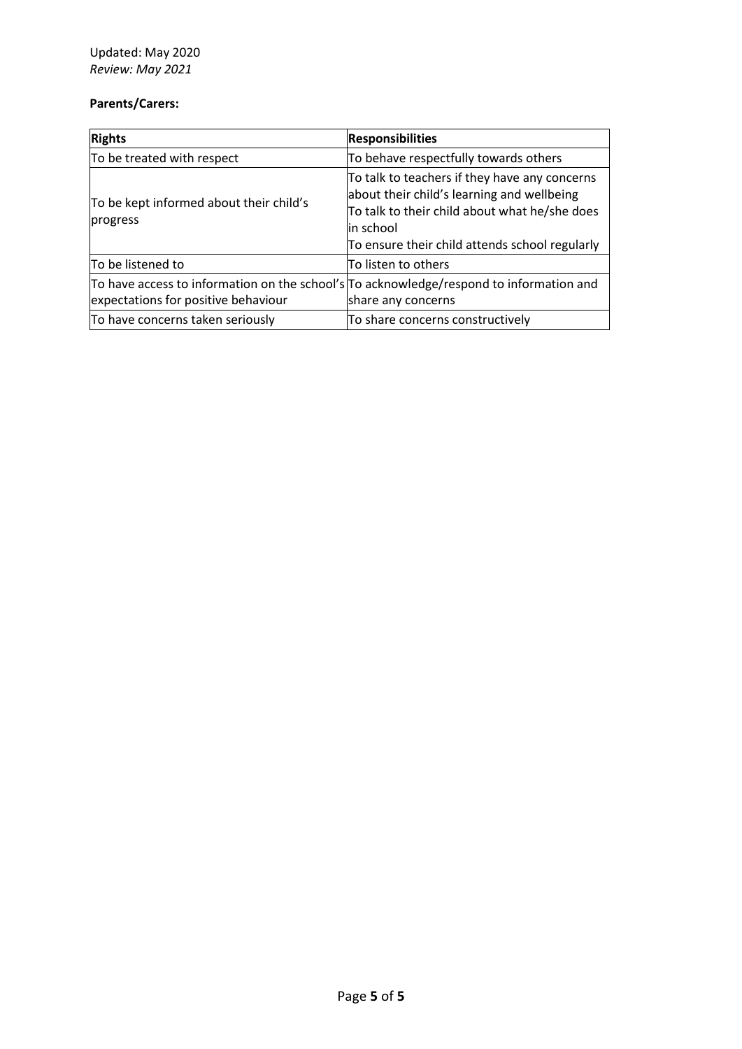Updated: May 2020
*Review: May 2021*

**Parents/Carers:**

| **Rights** | **Responsibilities** |
|---|---|
| To be treated with respect | To behave respectfully towards others |
| To be kept informed about their child's progress | To talk to teachers if they have any concerns about their child's learning and wellbeing<br>To talk to their child about what he/she does in school<br>To ensure their child attends school regularly |
| To be listened to | To listen to others |
| To have access to information on the school's expectations for positive behaviour | To acknowledge/respond to information and share any concerns |
| To have concerns taken seriously | To share concerns constructively |